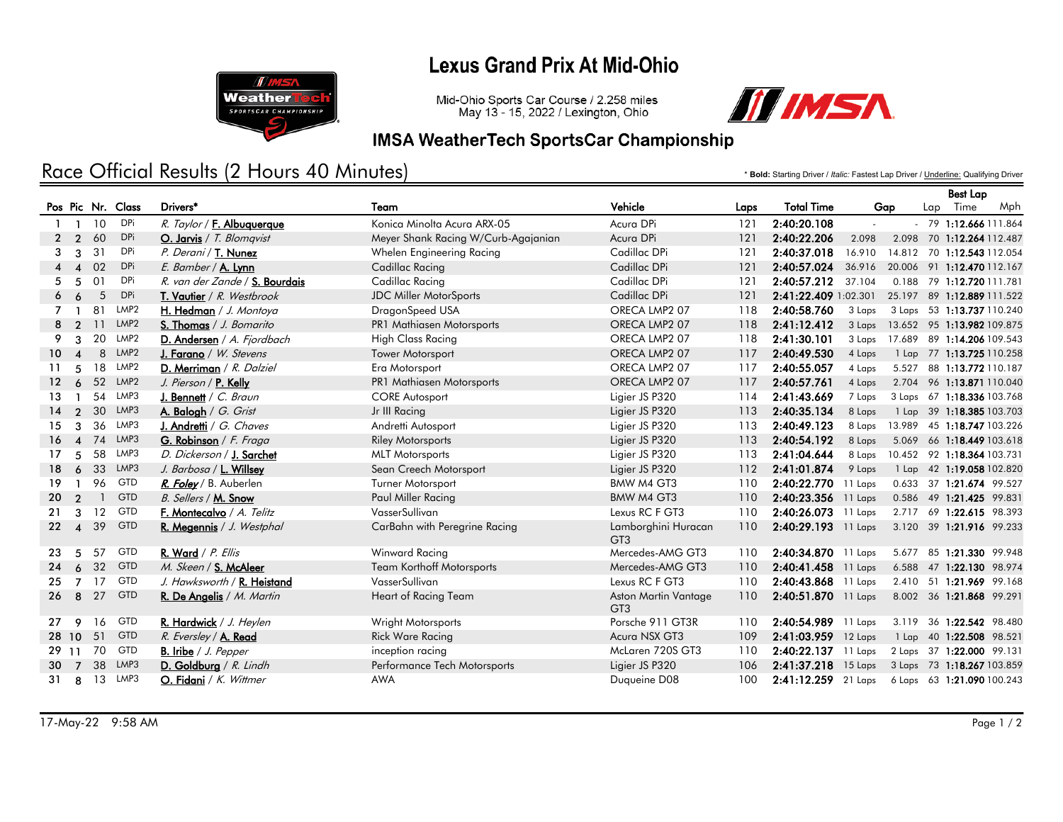# Lexus Grand Prix At Mid-Ohio

Mid-Ohio Sports Car Course / 2.258 miles
May 13 - 15, 2022 / Lexington, Ohio

## IMSA WeatherTech SportsCar Championship

## Race Official Results (2 Hours 40 Minutes)

\* **Bold:** Starting Driver / *Italic:* Fastest Lap Driver / Underline: Qualifying Driver

| Pos | Pic | Nr. | Class | Drivers* | Team | Vehicle | Laps | Total Time | Gap | | Best Lap Lap | Time | Mph |
|---|---|---|---|---|---|---|---|---|---|---|---|---|---|
| 1 | 1 | 10 | DPi | *R. Taylor* / **F. Albuquerque** | Konica Minolta Acura ARX-05 | Acura DPi | 121 | 2:40:20.108 | - | - | 79 | 1:12.666 | 111.864 |
| 2 | 2 | 60 | DPi | **O. Jarvis** / *T. Blomqvist* | Meyer Shank Racing W/Curb-Agajanian | Acura DPi | 121 | 2:40:22.206 | 2.098 | 2.098 | 70 | 1:12.264 | 112.487 |
| 3 | 3 | 31 | DPi | *P. Derani* / **T. Nunez** | Whelen Engineering Racing | Cadillac DPi | 121 | 2:40:37.018 | 16.910 | 14.812 | 70 | 1:12.543 | 112.054 |
| 4 | 4 | 02 | DPi | *E. Bamber* / **A. Lynn** | Cadillac Racing | Cadillac DPi | 121 | 2:40:57.024 | 36.916 | 20.006 | 91 | 1:12.470 | 112.167 |
| 5 | 5 | 01 | DPi | *R. van der Zande* / **S. Bourdais** | Cadillac Racing | Cadillac DPi | 121 | 2:40:57.212 | 37.104 | 0.188 | 79 | 1:12.720 | 111.781 |
| 6 | 6 | 5 | DPi | **T. Vautier** / *R. Westbrook* | JDC Miller MotorSports | Cadillac DPi | 121 | 2:41:22.409 | 1:02.301 | 25.197 | 89 | 1:12.889 | 111.522 |
| 7 | 1 | 81 | LMP2 | **H. Hedman** / *J. Montoya* | DragonSpeed USA | ORECA LMP2 07 | 118 | 2:40:58.760 | 3 Laps | 3 Laps | 53 | 1:13.737 | 110.240 |
| 8 | 2 | 11 | LMP2 | **S. Thomas** / *J. Bomarito* | PR1 Mathiasen Motorsports | ORECA LMP2 07 | 118 | 2:41:12.412 | 3 Laps | 13.652 | 95 | 1:13.982 | 109.875 |
| 9 | 3 | 20 | LMP2 | **D. Andersen** / *A. Fjordbach* | High Class Racing | ORECA LMP2 07 | 118 | 2:41:30.101 | 3 Laps | 17.689 | 89 | 1:14.206 | 109.543 |
| 10 | 4 | 8 | LMP2 | **J. Farano** / *W. Stevens* | Tower Motorsport | ORECA LMP2 07 | 117 | 2:40:49.530 | 4 Laps | 1 Lap | 77 | 1:13.725 | 110.258 |
| 11 | 5 | 18 | LMP2 | **D. Merriman** / *R. Dalziel* | Era Motorsport | ORECA LMP2 07 | 117 | 2:40:55.057 | 4 Laps | 5.527 | 88 | 1:13.772 | 110.187 |
| 12 | 6 | 52 | LMP2 | *J. Pierson* / **P. Kelly** | PR1 Mathiasen Motorsports | ORECA LMP2 07 | 117 | 2:40:57.761 | 4 Laps | 2.704 | 96 | 1:13.871 | 110.040 |
| 13 | 1 | 54 | LMP3 | **J. Bennett** / *C. Braun* | CORE Autosport | Ligier JS P320 | 114 | 2:41:43.669 | 7 Laps | 3 Laps | 67 | 1:18.336 | 103.768 |
| 14 | 2 | 30 | LMP3 | **A. Balogh** / *G. Grist* | Jr III Racing | Ligier JS P320 | 113 | 2:40:35.134 | 8 Laps | 1 Lap | 39 | 1:18.385 | 103.703 |
| 15 | 3 | 36 | LMP3 | **J. Andretti** / *G. Chaves* | Andretti Autosport | Ligier JS P320 | 113 | 2:40:49.123 | 8 Laps | 13.989 | 45 | 1:18.747 | 103.226 |
| 16 | 4 | 74 | LMP3 | **G. Robinson** / *F. Fraga* | Riley Motorsports | Ligier JS P320 | 113 | 2:40:54.192 | 8 Laps | 5.069 | 66 | 1:18.449 | 103.618 |
| 17 | 5 | 58 | LMP3 | *D. Dickerson* / **J. Sarchet** | MLT Motorsports | Ligier JS P320 | 113 | 2:41:04.644 | 8 Laps | 10.452 | 92 | 1:18.364 | 103.731 |
| 18 | 6 | 33 | LMP3 | *J. Barbosa* / **L. Willsey** | Sean Creech Motorsport | Ligier JS P320 | 112 | 2:41:01.874 | 9 Laps | 1 Lap | 42 | 1:19.058 | 102.820 |
| 19 | 1 | 96 | GTD | ***R. Foley*** / B. Auberlen | Turner Motorsport | BMW M4 GT3 | 110 | 2:40:22.770 | 11 Laps | 0.633 | 37 | 1:21.674 | 99.527 |
| 20 | 2 | 1 | GTD | *B. Sellers* / **M. Snow** | Paul Miller Racing | BMW M4 GT3 | 110 | 2:40:23.356 | 11 Laps | 0.586 | 49 | 1:21.425 | 99.831 |
| 21 | 3 | 12 | GTD | **F. Montecalvo** / *A. Telitz* | VasserSullivan | Lexus RC F GT3 | 110 | 2:40:26.073 | 11 Laps | 2.717 | 69 | 1:22.615 | 98.393 |
| 22 | 4 | 39 | GTD | **R. Megennis** / *J. Westphal* | CarBahn with Peregrine Racing | Lamborghini Huracan GT3 | 110 | 2:40:29.193 | 11 Laps | 3.120 | 39 | 1:21.916 | 99.233 |
| 23 | 5 | 57 | GTD | **R. Ward** / *P. Ellis* | Winward Racing | Mercedes-AMG GT3 | 110 | 2:40:34.870 | 11 Laps | 5.677 | 85 | 1:21.330 | 99.948 |
| 24 | 6 | 32 | GTD | *M. Skeen* / **S. McAleer** | Team Korthoff Motorsports | Mercedes-AMG GT3 | 110 | 2:40:41.458 | 11 Laps | 6.588 | 47 | 1:22.130 | 98.974 |
| 25 | 7 | 17 | GTD | *J. Hawksworth* / **R. Heistand** | VasserSullivan | Lexus RC F GT3 | 110 | 2:40:43.868 | 11 Laps | 2.410 | 51 | 1:21.969 | 99.168 |
| 26 | 8 | 27 | GTD | **R. De Angelis** / *M. Martin* | Heart of Racing Team | Aston Martin Vantage GT3 | 110 | 2:40:51.870 | 11 Laps | 8.002 | 36 | 1:21.868 | 99.291 |
| 27 | 9 | 16 | GTD | **R. Hardwick** / *J. Heylen* | Wright Motorsports | Porsche 911 GT3R | 110 | 2:40:54.989 | 11 Laps | 3.119 | 36 | 1:22.542 | 98.480 |
| 28 | 10 | 51 | GTD | *R. Eversley* / **A. Read** | Rick Ware Racing | Acura NSX GT3 | 109 | 2:41:03.959 | 12 Laps | 1 Lap | 40 | 1:22.508 | 98.521 |
| 29 | 11 | 70 | GTD | **B. Iribe** / *J. Pepper* | inception racing | McLaren 720S GT3 | 110 | 2:40:22.137 | 11 Laps | 2 Laps | 37 | 1:22.000 | 99.131 |
| 30 | 7 | 38 | LMP3 | **D. Goldburg** / *R. Lindh* | Performance Tech Motorsports | Ligier JS P320 | 106 | 2:41:37.218 | 15 Laps | 3 Laps | 73 | 1:18.267 | 103.859 |
| 31 | 8 | 13 | LMP3 | **O. Fidani** / *K. Wittmer* | AWA | Duqueine D08 | 100 | 2:41:12.259 | 21 Laps | 6 Laps | 63 | 1:21.090 | 100.243 |

17-May-22 9:58 AM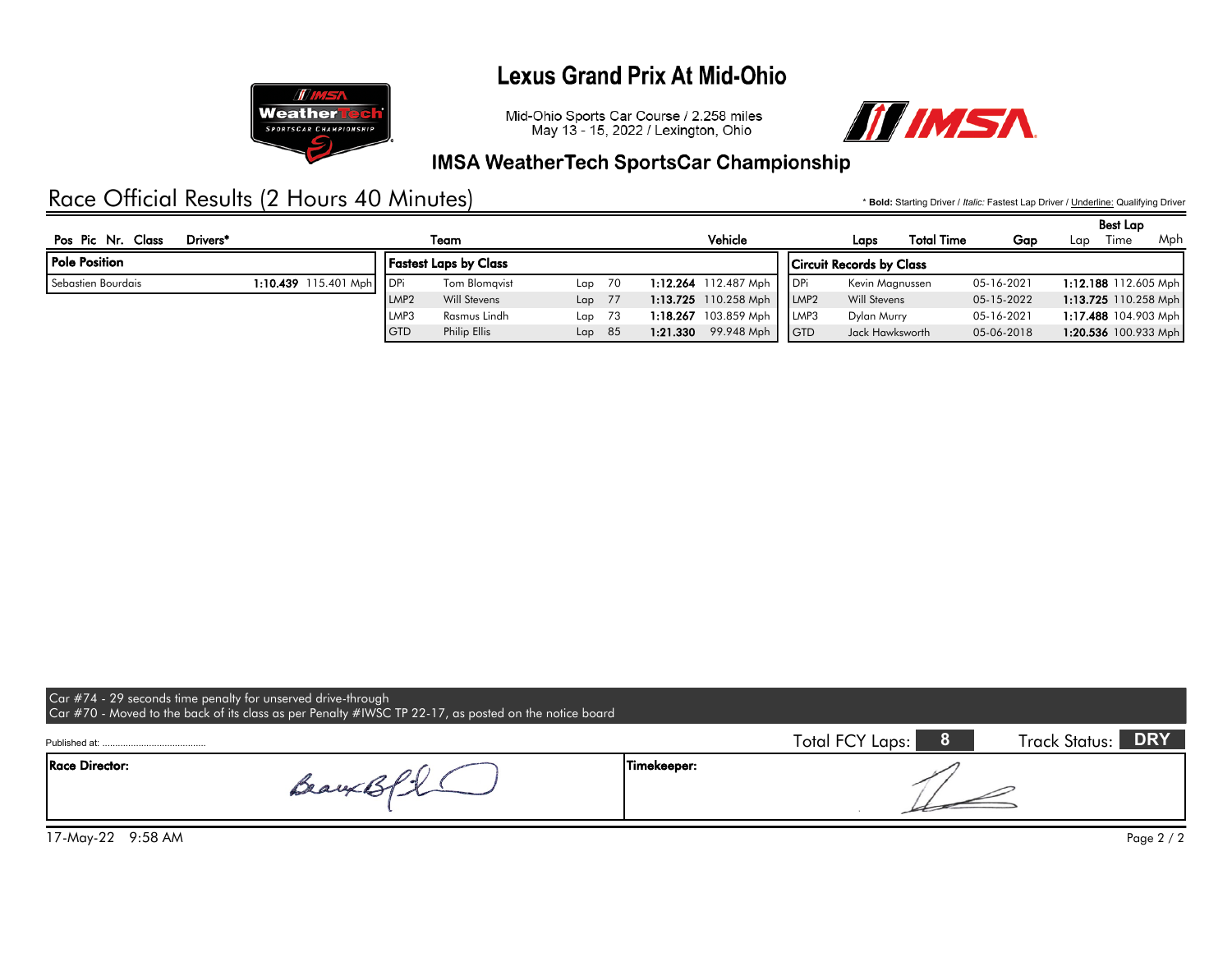# Lexus Grand Prix At Mid-Ohio

Mid-Ohio Sports Car Course / 2.258 miles
May 13 - 15, 2022 / Lexington, Ohio

## IMSA WeatherTech SportsCar Championship

## Race Official Results (2 Hours 40 Minutes)

* **Bold:** Starting Driver / *Italic:* Fastest Lap Driver / Underline: Qualifying Driver

| Pos | Pic | Nr. | Class | Drivers* | Team | Vehicle | Laps | Total Time | Gap | Best Lap Lap | Best Lap Time | Best Lap Mph |
|---|---|---|---|---|---|---|---|---|---|---|---|---|

**Pole Position**

| | | |
|---|---|---|
| Sebastien Bourdais | **1:10.439** | 115.401 Mph |

**Fastest Laps by Class**

| | | | | | |
|---|---|---|---|---|---|
| DPi | Tom Blomqvist | Lap | 70 | **1:12.264** | 112.487 Mph |
| LMP2 | Will Stevens | Lap | 77 | **1:13.725** | 110.258 Mph |
| LMP3 | Rasmus Lindh | Lap | 73 | **1:18.267** | 103.859 Mph |
| GTD | Philip Ellis | Lap | 85 | **1:21.330** | 99.948 Mph |

**Circuit Records by Class**

| | | | | |
|---|---|---|---|---|
| DPi | Kevin Magnussen | 05-16-2021 | **1:12.188** | 112.605 Mph |
| LMP2 | Will Stevens | 05-15-2022 | **1:13.725** | 110.258 Mph |
| LMP3 | Dylan Murry | 05-16-2021 | **1:17.488** | 104.903 Mph |
| GTD | Jack Hawksworth | 05-06-2018 | **1:20.536** | 100.933 Mph |

Car #74 - 29 seconds time penalty for unserved drive-through
Car #70 - Moved to the back of its class as per Penalty #IWSC TP 22-17, as posted on the notice board

Published at: ........................................

Total FCY Laps: 8

Track Status: DRY

**Race Director:**

**Timekeeper:**

17-May-22 9:58 AM